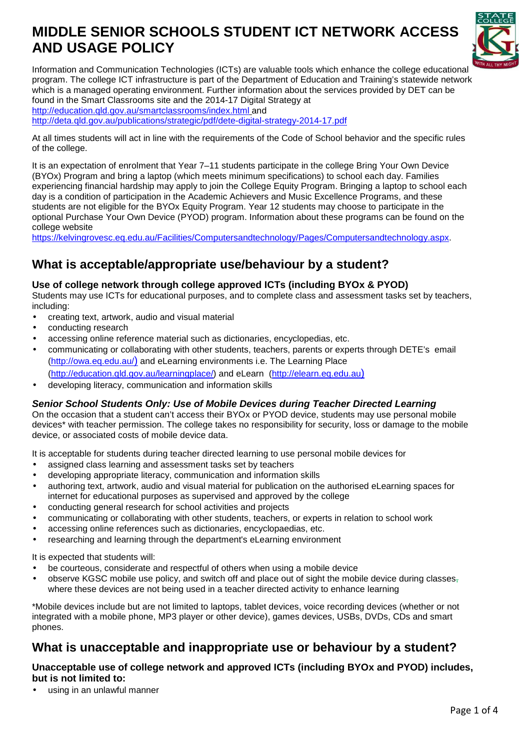# MIDDLE SENIOR SCHOOLS STUDENT ICT NETWORK ACCESS AND USAGE POLICY

Information and Communication Technologies (ICTs) are valuable tools which enhance the college educational program. The college ICT infrastructure is part of the Department of Education and Training's statewide network which is a managed operating environment. Further information about the services provided by DET can be found in the Smart Classrooms site and the 2014-17 Digital Strategy at http://education.qld.gov.au/smartclassrooms/index.html and http://deta.qld.gov.au/publications/strategic/pdf/dete-digital-strategy-2014-17.pdf

At all times students will act in line with the requirements of the Code of School behavior and the specific rules of the college.

It is an expectation of enrolment that Year 7–11 students participate in the college Bring Your Own Device (BYOx) Program and bring a laptop (which meets minimum specifications) to school each day. Families experiencing financial hardship may apply to join the College Equity Program. Bringing a laptop to school each day is a condition of participation in the Academic Achievers and Music Excellence Programs, and these students are not eligible for the BYOx Equity Program. Year 12 students may choose to participate in the optional Purchase Your Own Device (PYOD) program. Information about these programs can be found on the college website https://kelvingrovesc.eq.edu.au/Facilities/Computersandtechnology/Pages/Computersandtechnology.aspx.

## What is acceptable/appropriate use/behaviour by a student?

### Use of college network through college approved ICTs (including BYOx & PYOD)

Students may use ICTs for educational purposes, and to complete class and assessment tasks set by teachers, including:

- creating text, artwork, audio and visual material
- conducting research
- accessing online reference material such as dictionaries, encyclopedias, etc.
- communicating or collaborating with other students, teachers, parents or experts through DETE's email (http://owa.eq.edu.au/) and eLearning environments i.e. The Learning Place (http://education.qld.gov.au/learningplace/) and eLearn (http://elearn.eq.edu.au)
- developing literacy, communication and information skills

### *Senior School Students Only: Use of Mobile Devices during Teacher Directed Learning*

On the occasion that a student can't access their BYOx or PYOD device, students may use personal mobile devices* with teacher permission. The college takes no responsibility for security, loss or damage to the mobile device, or associated costs of mobile device data.

It is acceptable for students during teacher directed learning to use personal mobile devices for

- assigned class learning and assessment tasks set by teachers
- developing appropriate literacy, communication and information skills
- authoring text, artwork, audio and visual material for publication on the authorised eLearning spaces for internet for educational purposes as supervised and approved by the college
- conducting general research for school activities and projects
- communicating or collaborating with other students, teachers, or experts in relation to school work
- accessing online references such as dictionaries, encyclopaedias, etc.
- researching and learning through the department's eLearning environment

It is expected that students will:

- be courteous, considerate and respectful of others when using a mobile device
- observe KGSC mobile use policy, and switch off and place out of sight the mobile device during classes where these devices are not being used in a teacher directed activity to enhance learning

*Mobile devices include but are not limited to laptops, tablet devices, voice recording devices (whether or not integrated with a mobile phone, MP3 player or other device), games devices, USBs, DVDs, CDs and smart phones.

## What is unacceptable and inappropriate use or behaviour by a student?

### Unacceptable use of college network and approved ICTs (including BYOx and PYOD) includes, but is not limited to:

- using in an unlawful manner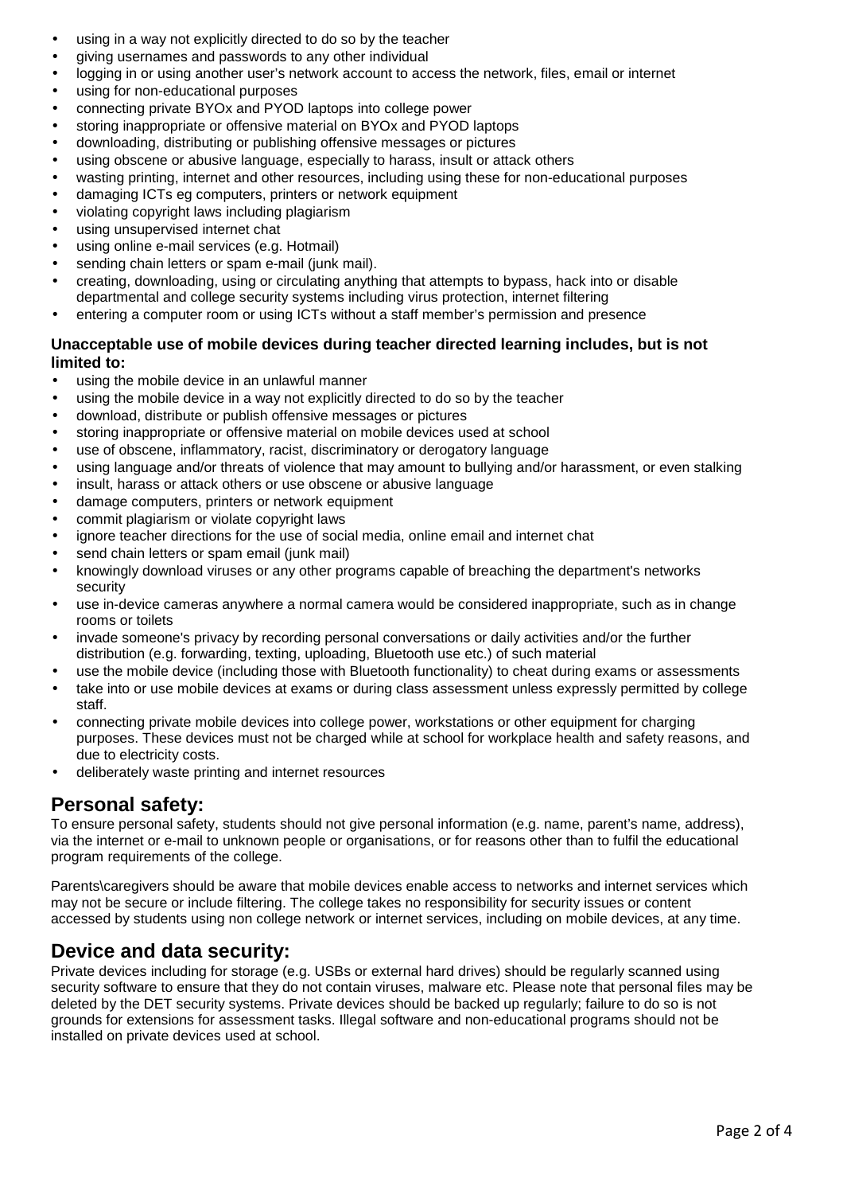- using in a way not explicitly directed to do so by the teacher
- giving usernames and passwords to any other individual
- logging in or using another user's network account to access the network, files, email or internet
- using for non-educational purposes
- connecting private BYOx and PYOD laptops into college power
- storing inappropriate or offensive material on BYOx and PYOD laptops
- downloading, distributing or publishing offensive messages or pictures
- using obscene or abusive language, especially to harass, insult or attack others
- wasting printing, internet and other resources, including using these for non-educational purposes
- damaging ICTs eg computers, printers or network equipment
- violating copyright laws including plagiarism
- using unsupervised internet chat
- using online e-mail services (e.g. Hotmail)
- sending chain letters or spam e-mail (junk mail).
- creating, downloading, using or circulating anything that attempts to bypass, hack into or disable departmental and college security systems including virus protection, internet filtering
- entering a computer room or using ICTs without a staff member's permission and presence

**Unacceptable use of mobile devices during teacher directed learning includes, but is not limited to:**

- using the mobile device in an unlawful manner
- using the mobile device in a way not explicitly directed to do so by the teacher
- download, distribute or publish offensive messages or pictures
- storing inappropriate or offensive material on mobile devices used at school
- use of obscene, inflammatory, racist, discriminatory or derogatory language
- using language and/or threats of violence that may amount to bullying and/or harassment, or even stalking
- insult, harass or attack others or use obscene or abusive language
- damage computers, printers or network equipment
- commit plagiarism or violate copyright laws
- ignore teacher directions for the use of social media, online email and internet chat
- send chain letters or spam email (junk mail)
- knowingly download viruses or any other programs capable of breaching the department's networks security
- use in-device cameras anywhere a normal camera would be considered inappropriate, such as in change rooms or toilets
- invade someone's privacy by recording personal conversations or daily activities and/or the further distribution (e.g. forwarding, texting, uploading, Bluetooth use etc.) of such material
- use the mobile device (including those with Bluetooth functionality) to cheat during exams or assessments
- take into or use mobile devices at exams or during class assessment unless expressly permitted by college staff.
- connecting private mobile devices into college power, workstations or other equipment for charging purposes. These devices must not be charged while at school for workplace health and safety reasons, and due to electricity costs.
- deliberately waste printing and internet resources

## Personal safety:

To ensure personal safety, students should not give personal information (e.g. name, parent's name, address), via the internet or e-mail to unknown people or organisations, or for reasons other than to fulfil the educational program requirements of the college.

Parents\caregivers should be aware that mobile devices enable access to networks and internet services which may not be secure or include filtering. The college takes no responsibility for security issues or content accessed by students using non college network or internet services, including on mobile devices, at any time.

## Device and data security:

Private devices including for storage (e.g. USBs or external hard drives) should be regularly scanned using security software to ensure that they do not contain viruses, malware etc. Please note that personal files may be deleted by the DET security systems. Private devices should be backed up regularly; failure to do so is not grounds for extensions for assessment tasks. Illegal software and non-educational programs should not be installed on private devices used at school.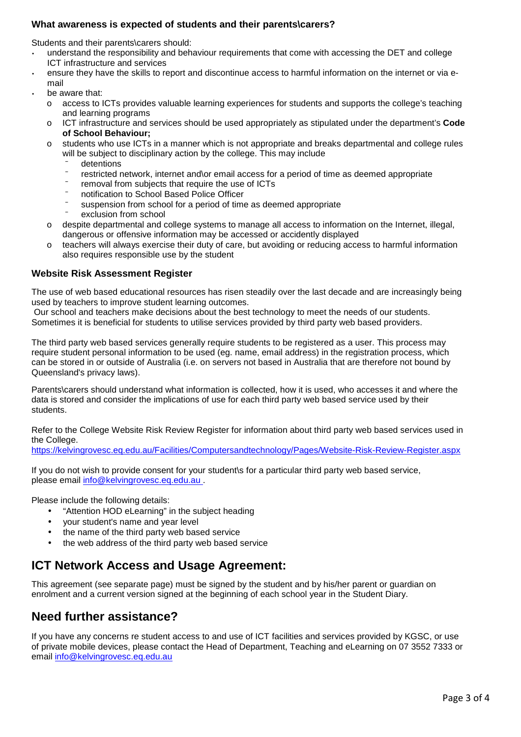### What awareness is expected of students and their parents\carers?

Students and their parents\carers should:

- understand the responsibility and behaviour requirements that come with accessing the DET and college ICT infrastructure and services
- ensure they have the skills to report and discontinue access to harmful information on the internet or via e-mail
- be aware that:
  - access to ICTs provides valuable learning experiences for students and supports the college's teaching and learning programs
  - ICT infrastructure and services should be used appropriately as stipulated under the department's **Code of School Behaviour;**
  - students who use ICTs in a manner which is not appropriate and breaks departmental and college rules will be subject to disciplinary action by the college. This may include
    - detentions
    - restricted network, internet and\or email access for a period of time as deemed appropriate
    - removal from subjects that require the use of ICTs
    - notification to School Based Police Officer
    - suspension from school for a period of time as deemed appropriate
    - exclusion from school
  - despite departmental and college systems to manage all access to information on the Internet, illegal, dangerous or offensive information may be accessed or accidently displayed
  - teachers will always exercise their duty of care, but avoiding or reducing access to harmful information also requires responsible use by the student

### Website Risk Assessment Register

The use of web based educational resources has risen steadily over the last decade and are increasingly being used by teachers to improve student learning outcomes.
Our school and teachers make decisions about the best technology to meet the needs of our students. Sometimes it is beneficial for students to utilise services provided by third party web based providers.

The third party web based services generally require students to be registered as a user. This process may require student personal information to be used (eg. name, email address) in the registration process, which can be stored in or outside of Australia (i.e. on servers not based in Australia that are therefore not bound by Queensland's privacy laws).

Parents\carers should understand what information is collected, how it is used, who accesses it and where the data is stored and consider the implications of use for each third party web based service used by their students.

Refer to the College Website Risk Review Register for information about third party web based services used in the College.
https://kelvingrovesc.eq.edu.au/Facilities/Computersandtechnology/Pages/Website-Risk-Review-Register.aspx

If you do not wish to provide consent for your student\s for a particular third party web based service, please email info@kelvingrovesc.eq.edu.au .

Please include the following details:

- "Attention HOD eLearning" in the subject heading
- your student's name and year level
- the name of the third party web based service
- the web address of the third party web based service

## ICT Network Access and Usage Agreement:

This agreement (see separate page) must be signed by the student and by his/her parent or guardian on enrolment and a current version signed at the beginning of each school year in the Student Diary.

## Need further assistance?

If you have any concerns re student access to and use of ICT facilities and services provided by KGSC, or use of private mobile devices, please contact the Head of Department, Teaching and eLearning on 07 3552 7333 or email info@kelvingrovesc.eq.edu.au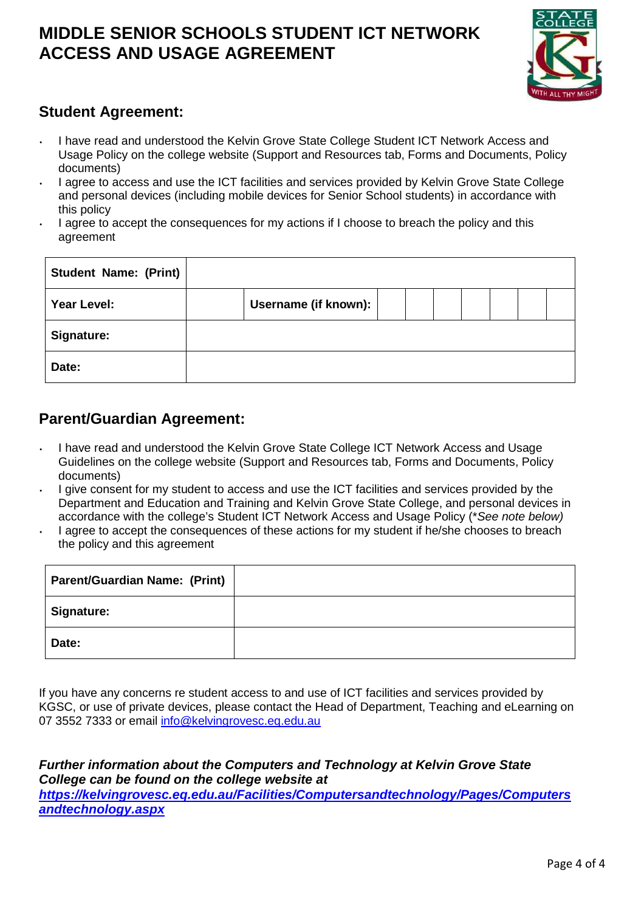# MIDDLE SENIOR SCHOOLS STUDENT ICT NETWORK ACCESS AND USAGE AGREEMENT

## Student Agreement:

- I have read and understood the Kelvin Grove State College Student ICT Network Access and Usage Policy on the college website (Support and Resources tab, Forms and Documents, Policy documents)
- I agree to access and use the ICT facilities and services provided by Kelvin Grove State College and personal devices (including mobile devices for Senior School students) in accordance with this policy
- I agree to accept the consequences for my actions if I choose to breach the policy and this agreement

| | | | | | | | | | |
|---|---|---|---|---|---|---|---|---|---|
| **Student Name: (Print)** | | | | | | | | | |
| **Year Level:** | | **Username (if known):** | | | | | | | |
| **Signature:** | | | | | | | | | |
| **Date:** | | | | | | | | | |

## Parent/Guardian Agreement:

- I have read and understood the Kelvin Grove State College ICT Network Access and Usage Guidelines on the college website (Support and Resources tab, Forms and Documents, Policy documents)
- I give consent for my student to access and use the ICT facilities and services provided by the Department and Education and Training and Kelvin Grove State College, and personal devices in accordance with the college's Student ICT Network Access and Usage Policy (*\*See note below)*
- I agree to accept the consequences of these actions for my student if he/she chooses to breach the policy and this agreement

| | |
|---|---|
| **Parent/Guardian Name: (Print)** | |
| **Signature:** | |
| **Date:** | |

If you have any concerns re student access to and use of ICT facilities and services provided by KGSC, or use of private devices, please contact the Head of Department, Teaching and eLearning on 07 3552 7333 or email info@kelvingrovesc.eq.edu.au

***Further information about the Computers and Technology at Kelvin Grove State College can be found on the college website at https://kelvingrovesc.eq.edu.au/Facilities/Computersandtechnology/Pages/Computersandtechnology.aspx***